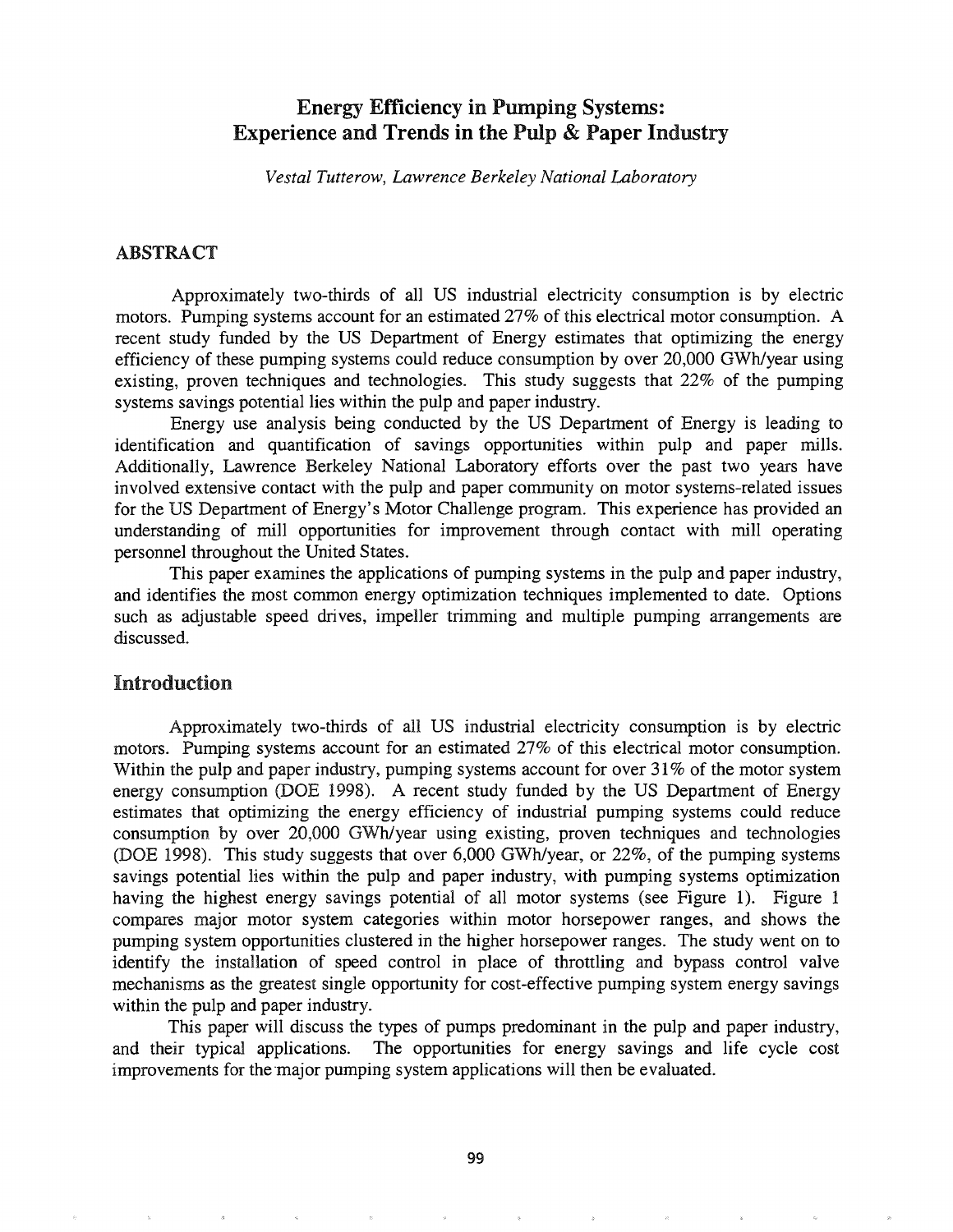# Energy Efficiency in Pumping Systems: Experience and Trends in the Pulp & Paper Industry

*Vestal Tutterow, Lawrence Berkeley National Laboratory*

## ABSTRACT

Approximately two-thirds of all US industrial electricity consumption is by electric motors. Pumping systems account for an estimated 27% of this electrical motor consumption. A recent study funded by the US Department of Energy estimates that optimizing the energy efficiency of these pumping systems could reduce consumption by over 20,000 GWh/year using existing, proven techniques and technologies. This study suggests that 22% of the pumping systems savings potential lies within the pulp and paper industry.

Energy use analysis being conducted by the US Department of Energy is leading to identification and quantification of savings opportunities within pulp and paper mills. Additionally, Lawrence Berkeley National Laboratory efforts over the past two years have involved extensive contact with the pulp and paper community on motor systems-related issues for the US Department of Energy's Motor Challenge program. This experience has provided an understanding of mill opportunities for improvement through contact with mill operating personnel throughout the United States.

This paper examines the applications of pumping systems in the pulp and paper industry, and identifies the most common energy optimization techniques implemented to date. Options such as adjustable speed drives, impeller trimming and multiple pumping arrangements are discussed.

## Introduction

Approximately two-thirds of all US industrial electricity consumption is by electric motors. Pumping systems account for an estimated 27% of this electrical motor consumption. Within the pulp and paper industry, pumping systems account for over 31% of the motor system energy consumption (DOE 1998). A recent study funded by the US Department of Energy estimates that optimizing the energy efficiency of industrial pumping systems could reduce consumption by over 20,000 GWh/year using existing, proven techniques and technologies (DOE 1998). This study suggests that over 6,000 GWh/year, or 22%, of the pumping systems savings potential lies within the pulp and paper industry, with pumping systems optimization having the highest energy savings potential of all motor systems (see Figure 1). Figure 1 compares major motor system categories within motor horsepower ranges, and shows the pumping system opportunities clustered in the higher horsepower ranges. The study went on to identify the installation of speed control in place of throttling and bypass control valve mechanisms as the greatest single opportunity for cost-effective pumping system energy savings within the pulp and paper industry.

This paper will discuss the types of pumps predominant in the pulp and paper industry, and their typical applications. The opportunities for energy savings and life cycle cost improvements for the major pumping system applications will then be evaluated.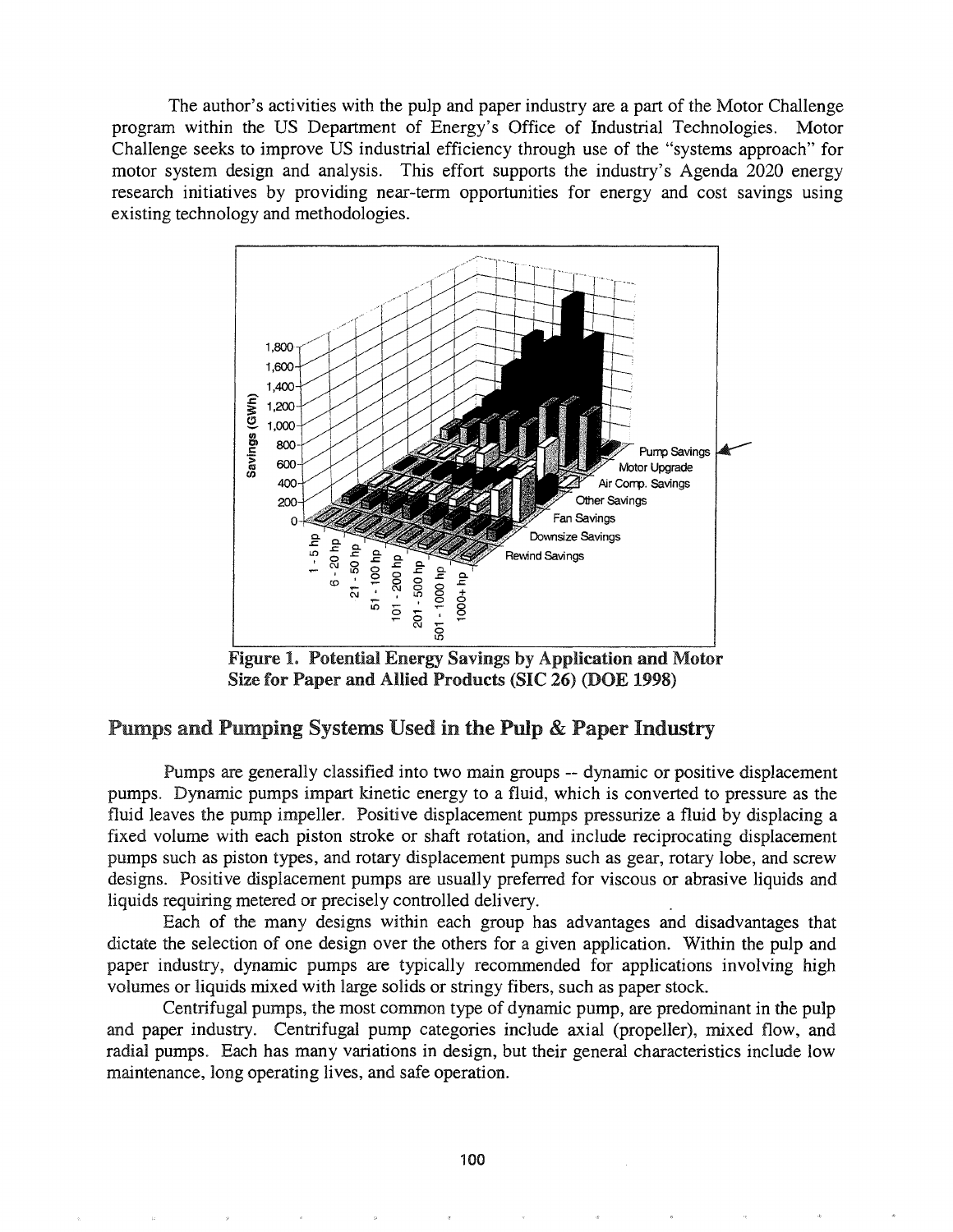The author's activities with the pulp and paper industry are a part of the Motor Challenge program within the US Department of Energy's Office of Industrial Technologies. Motor Challenge seeks to improve US industrial efficiency through use of the "systems approach" for motor system design and analysis. This effort supports the industry's Agenda 2020 energy research initiatives by providing near-term opportunities for energy and cost savings using existing technology and methodologies.

**Figure 1. Potential Energy Savings by Application and Motor Size for Paper and Allied Products (SIC 26) (DOE 1998)**

## Pumps and Pumping Systems Used in the Pulp & Paper Industry

Pumps are generally classified into two main groups -- dynamic or positive displacement pumps. Dynamic pumps impart kinetic energy to a fluid, which is converted to pressure as the fluid leaves the pump impeller. Positive displacement pumps pressurize a fluid by displacing a fixed volume with each piston stroke or shaft rotation, and include reciprocating displacement pumps such as piston types, and rotary displacement pumps such as gear, rotary lobe, and screw designs. Positive displacement pumps are usually preferred for viscous or abrasive liquids and liquids requiring metered or precisely controlled delivery.

Each of the many designs within each group has advantages and disadvantages that dictate the selection of one design over the others for a given application. Within the pulp and paper industry, dynamic pumps are typically recommended for applications involving high volumes or liquids mixed with large solids or stringy fibers, such as paper stock.

Centrifugal pumps, the most common type of dynamic pump, are predominant in the pulp and paper industry. Centrifugal pump categories include axial (propeller), mixed flow, and radial pumps. Each has many variations in design, but their general characteristics include low maintenance, long operating lives, and safe operation.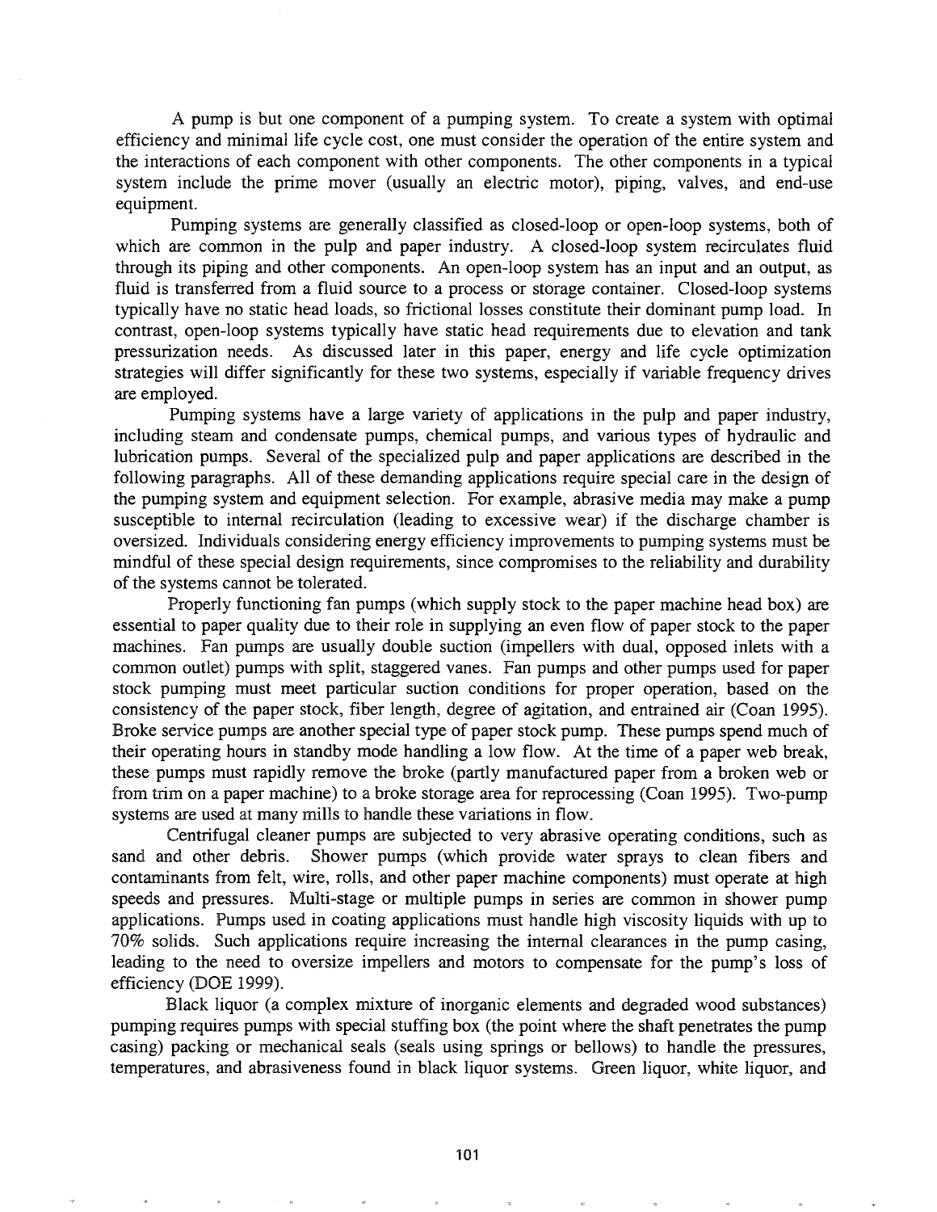A pump is but one component of a pumping system. To create a system with optimal efficiency and minimal life cycle cost, one must consider the operation of the entire system and the interactions of each component with other components. The other components in a typical system include the prime mover (usually an electric motor), piping, valves, and end-use equipment.

Pumping systems are generally classified as closed-loop or open-loop systems, both of which are common in the pulp and paper industry. A closed-loop system recirculates fluid through its piping and other components. An open-loop system has an input and an output, as fluid is transferred from a fluid source to a process or storage container. Closed-loop systems typically have no static head loads, so frictional losses constitute their dominant pump load. In contrast, open-loop systems typically have static head requirements due to elevation and tank pressurization needs. As discussed later in this paper, energy and life cycle optimization strategies will differ significantly for these two systems, especially if variable frequency drives are employed.

Pumping systems have a large variety of applications in the pulp and paper industry, including steam and condensate pumps, chemical pumps, and various types of hydraulic and lubrication pumps. Several of the specialized pulp and paper applications are described in the following paragraphs. All of these demanding applications require special care in the design of the pumping system and equipment selection. For example, abrasive media may make a pump susceptible to internal recirculation (leading to excessive wear) if the discharge chamber is oversized. Individuals considering energy efficiency improvements to pumping systems must be mindful of these special design requirements, since compromises to the reliability and durability of the systems cannot be tolerated.

Properly functioning fan pumps (which supply stock to the paper machine head box) are essential to paper quality due to their role in supplying an even flow of paper stock to the paper machines. Fan pumps are usually double suction (impellers with dual, opposed inlets with a common outlet) pumps with split, staggered vanes. Fan pumps and other pumps used for paper stock pumping must meet particular suction conditions for proper operation, based on the consistency of the paper stock, fiber length, degree of agitation, and entrained air (Coan 1995). Broke service pumps are another special type of paper stock pump. These pumps spend much of their operating hours in standby mode handling a low flow. At the time of a paper web break, these pumps must rapidly remove the broke (partly manufactured paper from a broken web or from trim on a paper machine) to a broke storage area for reprocessing (Coan 1995). Two-pump systems are used at many mills to handle these variations in flow.

Centrifugal cleaner pumps are subjected to very abrasive operating conditions, such as sand and other debris. Shower pumps (which provide water sprays to clean fibers and contaminants from felt, wire, rolls, and other paper machine components) must operate at high speeds and pressures. Multi-stage or multiple pumps in series are common in shower pump applications. Pumps used in coating applications must handle high viscosity liquids with up to 70% solids. Such applications require increasing the internal clearances in the pump casing, leading to the need to oversize impellers and motors to compensate for the pump's loss of efficiency (DOE 1999).

Black liquor (a complex mixture of inorganic elements and degraded wood substances) pumping requires pumps with special stuffing box (the point where the shaft penetrates the pump casing) packing or mechanical seals (seals using springs or bellows) to handle the pressures, temperatures, and abrasiveness found in black liquor systems. Green liquor, white liquor, and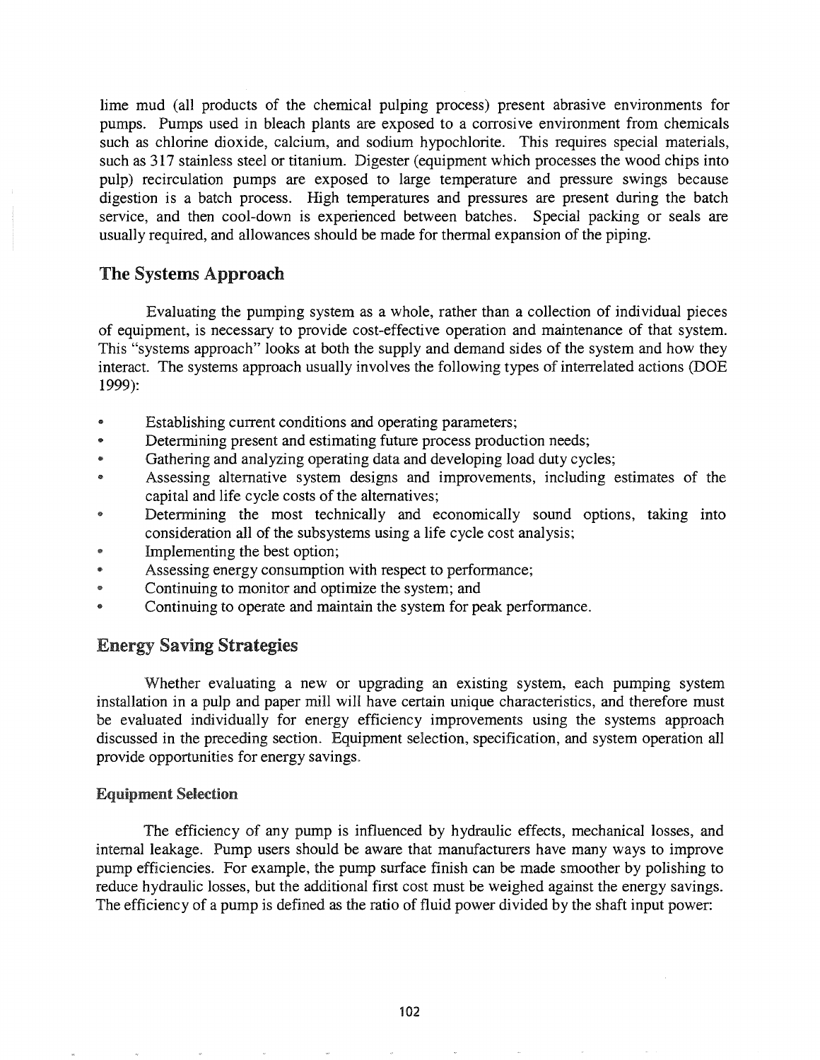lime mud (all products of the chemical pulping process) present abrasive environments for pumps. Pumps used in bleach plants are exposed to a corrosive environment from chemicals such as chlorine dioxide, calcium, and sodium hypochlorite. This requires special materials, such as 317 stainless steel or titanium. Digester (equipment which processes the wood chips into pulp) recirculation pumps are exposed to large temperature and pressure swings because digestion is a batch process. High temperatures and pressures are present during the batch service, and then cool-down is experienced between batches. Special packing or seals are usually required, and allowances should be made for thermal expansion of the piping.

## The Systems Approach

Evaluating the pumping system as a whole, rather than a collection of individual pieces of equipment, is necessary to provide cost-effective operation and maintenance of that system. This "systems approach" looks at both the supply and demand sides of the system and how they interact. The systems approach usually involves the following types of interrelated actions (DOE 1999):

- Establishing current conditions and operating parameters;
- Determining present and estimating future process production needs;
- Gathering and analyzing operating data and developing load duty cycles;
- Assessing alternative system designs and improvements, including estimates of the capital and life cycle costs of the alternatives;
- Determining the most technically and economically sound options, taking into consideration all of the subsystems using a life cycle cost analysis;
- Implementing the best option;
- Assessing energy consumption with respect to performance;
- Continuing to monitor and optimize the system; and
- Continuing to operate and maintain the system for peak performance.

## Energy Saving Strategies

Whether evaluating a new or upgrading an existing system, each pumping system installation in a pulp and paper mill will have certain unique characteristics, and therefore must be evaluated individually for energy efficiency improvements using the systems approach discussed in the preceding section. Equipment selection, specification, and system operation all provide opportunities for energy savings.

### Equipment Selection

The efficiency of any pump is influenced by hydraulic effects, mechanical losses, and internal leakage. Pump users should be aware that manufacturers have many ways to improve pump efficiencies. For example, the pump surface finish can be made smoother by polishing to reduce hydraulic losses, but the additional first cost must be weighed against the energy savings. The efficiency of a pump is defined as the ratio of fluid power divided by the shaft input power: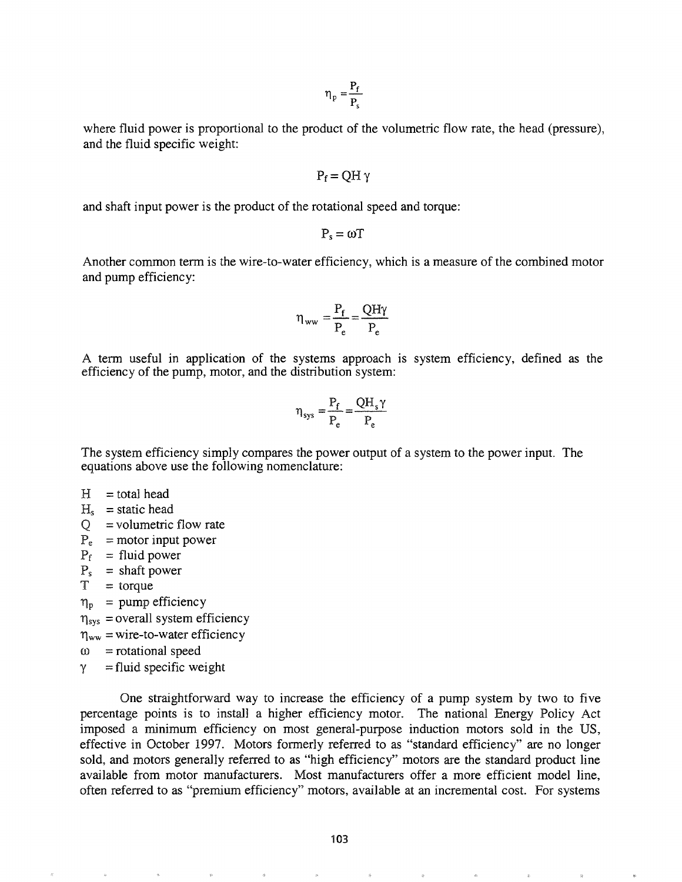$$\eta_p = \frac{P_f}{P_s}$$

where fluid power is proportional to the product of the volumetric flow rate, the head (pressure), and the fluid specific weight:

$$P_f = QH\gamma$$

and shaft input power is the product of the rotational speed and torque:

$$P_s = \omega T$$

Another common term is the wire-to-water efficiency, which is a measure of the combined motor and pump efficiency:

$$\eta_{ww} = \frac{P_f}{P_e} = \frac{QH\gamma}{P_e}$$

A term useful in application of the systems approach is system efficiency, defined as the efficiency of the pump, motor, and the distribution system:

$$\eta_{sys} = \frac{P_f}{P_e} = \frac{QH_s\gamma}{P_e}$$

The system efficiency simply compares the power output of a system to the power input. The equations above use the following nomenclature:

- $H$ = total head
- $H_s$ = static head
- $Q$ = volumetric flow rate
- $P_e$ = motor input power
- $P_f$ = fluid power
- $P_s$ = shaft power
- $T$ = torque
- $\eta_p$ = pump efficiency
- $\eta_{sys}$ = overall system efficiency
- $\eta_{ww}$ = wire-to-water efficiency
- $\omega$ = rotational speed
- $\gamma$ = fluid specific weight

One straightforward way to increase the efficiency of a pump system by two to five percentage points is to install a higher efficiency motor. The national Energy Policy Act imposed a minimum efficiency on most general-purpose induction motors sold in the US, effective in October 1997. Motors formerly referred to as "standard efficiency" are no longer sold, and motors generally referred to as "high efficiency" motors are the standard product line available from motor manufacturers. Most manufacturers offer a more efficient model line, often referred to as "premium efficiency" motors, available at an incremental cost. For systems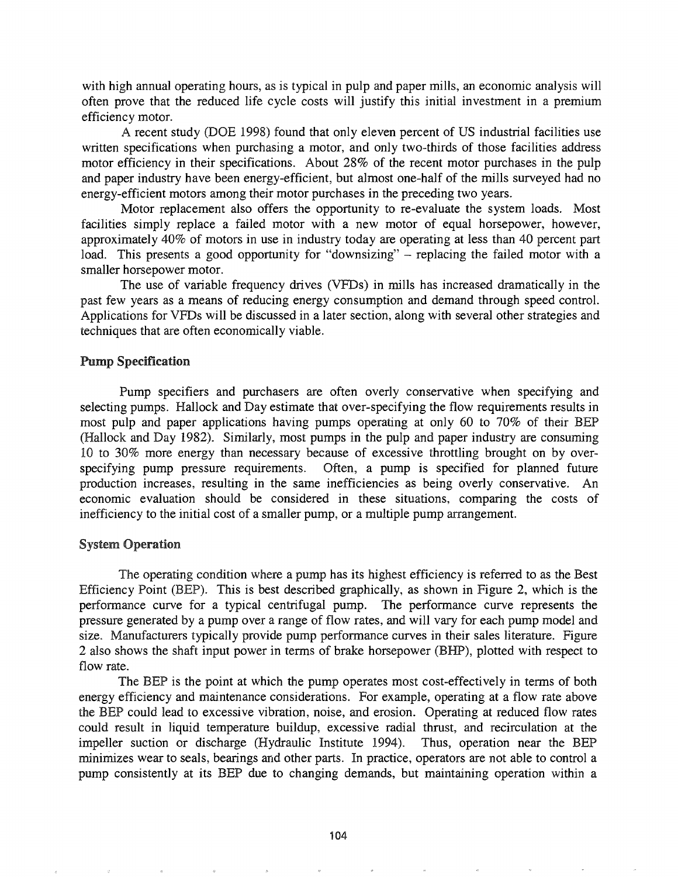with high annual operating hours, as is typical in pulp and paper mills, an economic analysis will often prove that the reduced life cycle costs will justify this initial investment in a premium efficiency motor.

A recent study (DOE 1998) found that only eleven percent of US industrial facilities use written specifications when purchasing a motor, and only two-thirds of those facilities address motor efficiency in their specifications. About 28% of the recent motor purchases in the pulp and paper industry have been energy-efficient, but almost one-half of the mills surveyed had no energy-efficient motors among their motor purchases in the preceding two years.

Motor replacement also offers the opportunity to re-evaluate the system loads. Most facilities simply replace a failed motor with a new motor of equal horsepower, however, approximately 40% of motors in use in industry today are operating at less than 40 percent part load. This presents a good opportunity for "downsizing" – replacing the failed motor with a smaller horsepower motor.

The use of variable frequency drives (VFDs) in mills has increased dramatically in the past few years as a means of reducing energy consumption and demand through speed control. Applications for VFDs will be discussed in a later section, along with several other strategies and techniques that are often economically viable.

### Pump Specification

Pump specifiers and purchasers are often overly conservative when specifying and selecting pumps. Hallock and Day estimate that over-specifying the flow requirements results in most pulp and paper applications having pumps operating at only 60 to 70% of their BEP (Hallock and Day 1982). Similarly, most pumps in the pulp and paper industry are consuming 10 to 30% more energy than necessary because of excessive throttling brought on by over-specifying pump pressure requirements. Often, a pump is specified for planned future production increases, resulting in the same inefficiencies as being overly conservative. An economic evaluation should be considered in these situations, comparing the costs of inefficiency to the initial cost of a smaller pump, or a multiple pump arrangement.

### System Operation

The operating condition where a pump has its highest efficiency is referred to as the Best Efficiency Point (BEP). This is best described graphically, as shown in Figure 2, which is the performance curve for a typical centrifugal pump. The performance curve represents the pressure generated by a pump over a range of flow rates, and will vary for each pump model and size. Manufacturers typically provide pump performance curves in their sales literature. Figure 2 also shows the shaft input power in terms of brake horsepower (BHP), plotted with respect to flow rate.

The BEP is the point at which the pump operates most cost-effectively in terms of both energy efficiency and maintenance considerations. For example, operating at a flow rate above the BEP could lead to excessive vibration, noise, and erosion. Operating at reduced flow rates could result in liquid temperature buildup, excessive radial thrust, and recirculation at the impeller suction or discharge (Hydraulic Institute 1994). Thus, operation near the BEP minimizes wear to seals, bearings and other parts. In practice, operators are not able to control a pump consistently at its BEP due to changing demands, but maintaining operation within a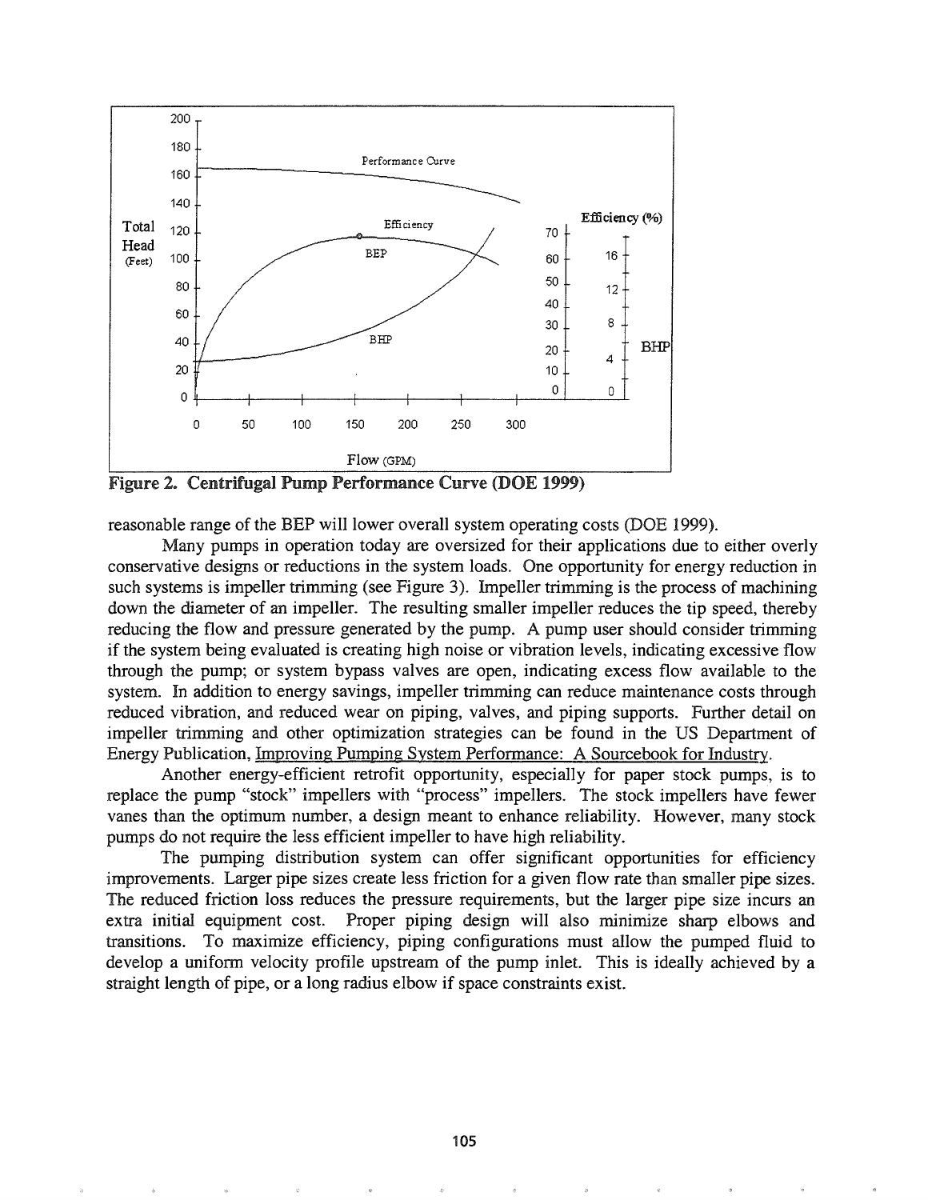Figure 2. Centrifugal Pump Performance Curve (DOE 1999)

reasonable range of the BEP will lower overall system operating costs (DOE 1999).

Many pumps in operation today are oversized for their applications due to either overly conservative designs or reductions in the system loads. One opportunity for energy reduction in such systems is impeller trimming (see Figure 3). Impeller trimming is the process of machining down the diameter of an impeller. The resulting smaller impeller reduces the tip speed, thereby reducing the flow and pressure generated by the pump. A pump user should consider trimming if the system being evaluated is creating high noise or vibration levels, indicating excessive flow through the pump; or system bypass valves are open, indicating excess flow available to the system. In addition to energy savings, impeller trimming can reduce maintenance costs through reduced vibration, and reduced wear on piping, valves, and piping supports. Further detail on impeller trimming and other optimization strategies can be found in the US Department of Energy Publication, Improving Pumping System Performance: A Sourcebook for Industry.

Another energy-efficient retrofit opportunity, especially for paper stock pumps, is to replace the pump "stock" impellers with "process" impellers. The stock impellers have fewer vanes than the optimum number, a design meant to enhance reliability. However, many stock pumps do not require the less efficient impeller to have high reliability.

The pumping distribution system can offer significant opportunities for efficiency improvements. Larger pipe sizes create less friction for a given flow rate than smaller pipe sizes. The reduced friction loss reduces the pressure requirements, but the larger pipe size incurs an extra initial equipment cost. Proper piping design will also minimize sharp elbows and transitions. To maximize efficiency, piping configurations must allow the pumped fluid to develop a uniform velocity profile upstream of the pump inlet. This is ideally achieved by a straight length of pipe, or a long radius elbow if space constraints exist.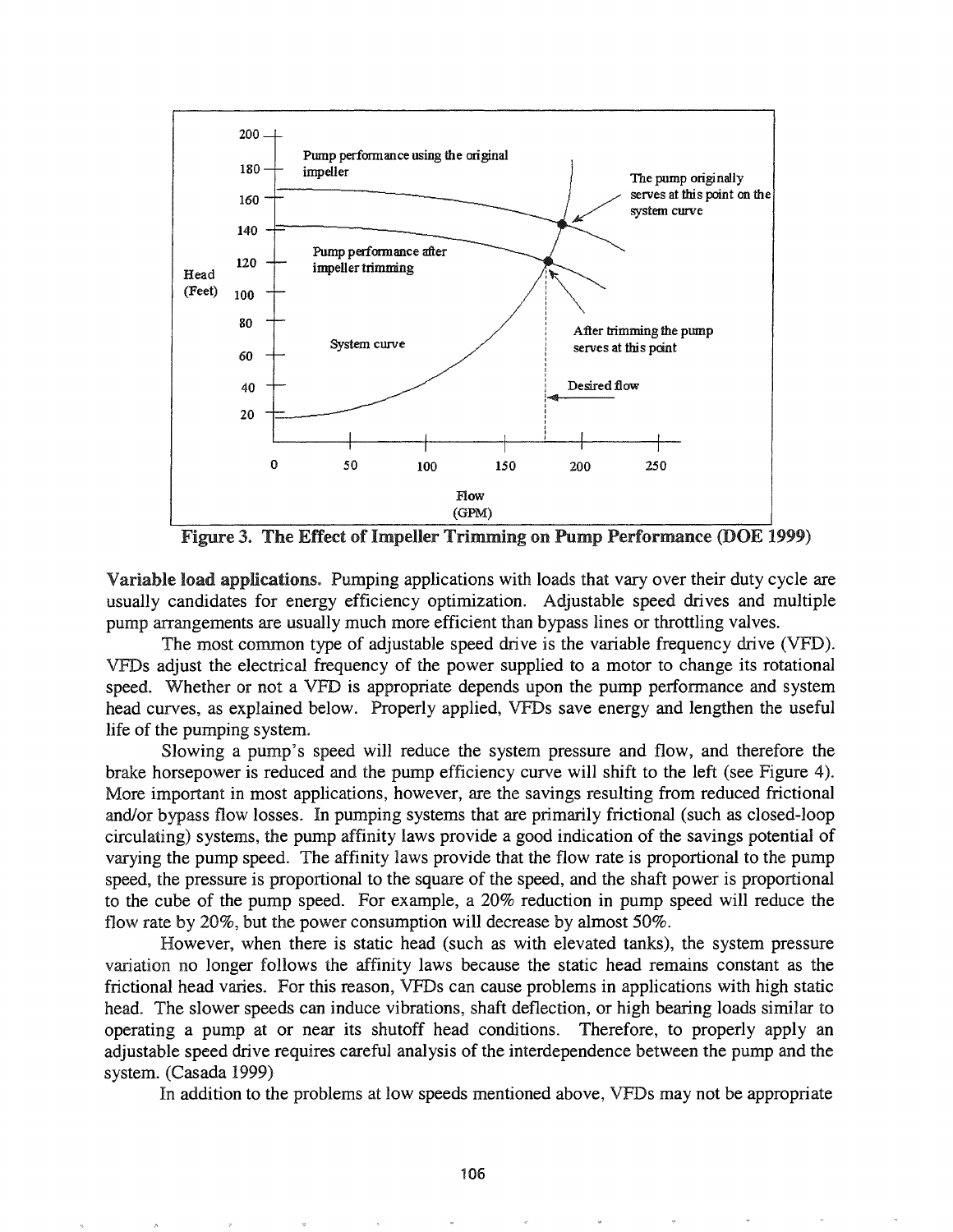**Figure 3. The Effect of Impeller Trimming on Pump Performance (DOE 1999)**

**Variable load applications.** Pumping applications with loads that vary over their duty cycle are usually candidates for energy efficiency optimization. Adjustable speed drives and multiple pump arrangements are usually much more efficient than bypass lines or throttling valves.

The most common type of adjustable speed drive is the variable frequency drive (VFD). VFDs adjust the electrical frequency of the power supplied to a motor to change its rotational speed. Whether or not a VFD is appropriate depends upon the pump performance and system head curves, as explained below. Properly applied, VFDs save energy and lengthen the useful life of the pumping system.

Slowing a pump's speed will reduce the system pressure and flow, and therefore the brake horsepower is reduced and the pump efficiency curve will shift to the left (see Figure 4). More important in most applications, however, are the savings resulting from reduced frictional and/or bypass flow losses. In pumping systems that are primarily frictional (such as closed-loop circulating) systems, the pump affinity laws provide a good indication of the savings potential of varying the pump speed. The affinity laws provide that the flow rate is proportional to the pump speed, the pressure is proportional to the square of the speed, and the shaft power is proportional to the cube of the pump speed. For example, a 20% reduction in pump speed will reduce the flow rate by 20%, but the power consumption will decrease by almost 50%.

However, when there is static head (such as with elevated tanks), the system pressure variation no longer follows the affinity laws because the static head remains constant as the frictional head varies. For this reason, VFDs can cause problems in applications with high static head. The slower speeds can induce vibrations, shaft deflection, or high bearing loads similar to operating a pump at or near its shutoff head conditions. Therefore, to properly apply an adjustable speed drive requires careful analysis of the interdependence between the pump and the system. (Casada 1999)

In addition to the problems at low speeds mentioned above, VFDs may not be appropriate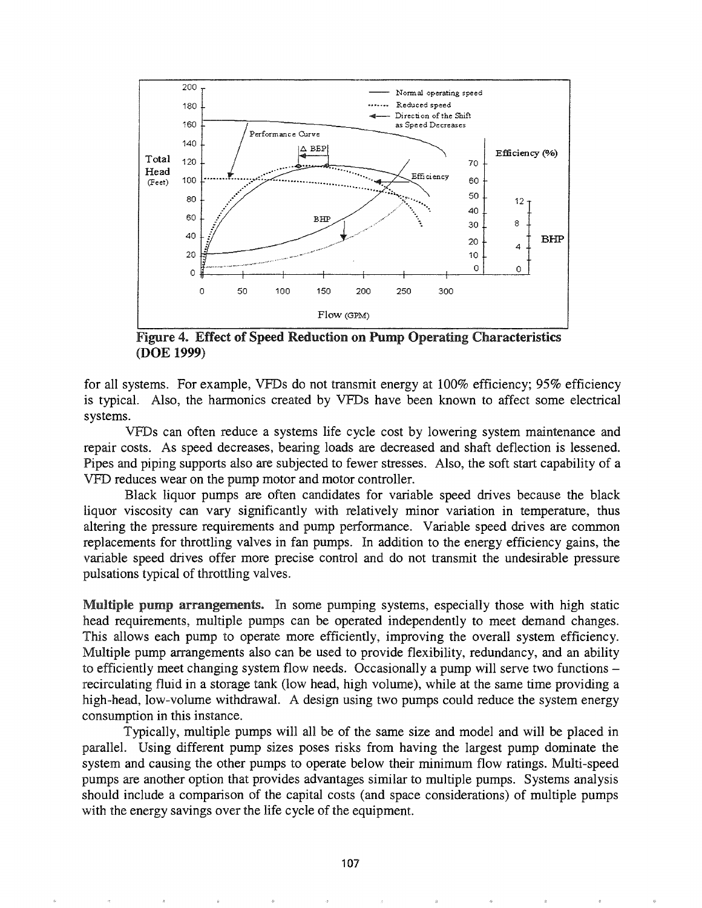**Figure 4. Effect of Speed Reduction on Pump Operating Characteristics (DOE 1999)**

for all systems. For example, VFDs do not transmit energy at 100% efficiency; 95% efficiency is typical. Also, the harmonics created by VFDs have been known to affect some electrical systems.

VFDs can often reduce a systems life cycle cost by lowering system maintenance and repair costs. As speed decreases, bearing loads are decreased and shaft deflection is lessened. Pipes and piping supports also are subjected to fewer stresses. Also, the soft start capability of a VFD reduces wear on the pump motor and motor controller.

Black liquor pumps are often candidates for variable speed drives because the black liquor viscosity can vary significantly with relatively minor variation in temperature, thus altering the pressure requirements and pump performance. Variable speed drives are common replacements for throttling valves in fan pumps. In addition to the energy efficiency gains, the variable speed drives offer more precise control and do not transmit the undesirable pressure pulsations typical of throttling valves.

**Multiple pump arrangements.** In some pumping systems, especially those with high static head requirements, multiple pumps can be operated independently to meet demand changes. This allows each pump to operate more efficiently, improving the overall system efficiency. Multiple pump arrangements also can be used to provide flexibility, redundancy, and an ability to efficiently meet changing system flow needs. Occasionally a pump will serve two functions – recirculating fluid in a storage tank (low head, high volume), while at the same time providing a high-head, low-volume withdrawal. A design using two pumps could reduce the system energy consumption in this instance.

Typically, multiple pumps will all be of the same size and model and will be placed in parallel. Using different pump sizes poses risks from having the largest pump dominate the system and causing the other pumps to operate below their minimum flow ratings. Multi-speed pumps are another option that provides advantages similar to multiple pumps. Systems analysis should include a comparison of the capital costs (and space considerations) of multiple pumps with the energy savings over the life cycle of the equipment.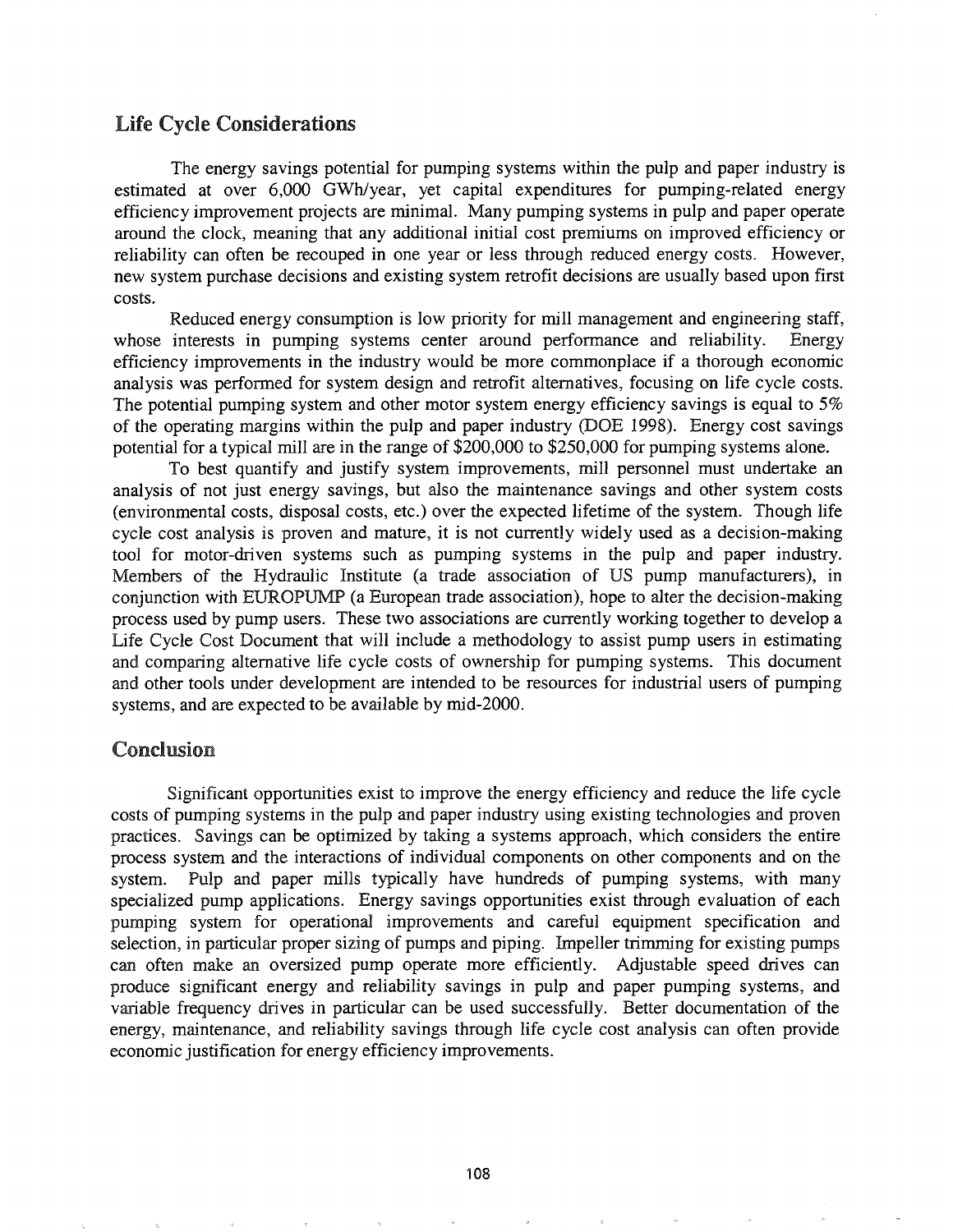## Life Cycle Considerations

The energy savings potential for pumping systems within the pulp and paper industry is estimated at over 6,000 GWh/year, yet capital expenditures for pumping-related energy efficiency improvement projects are minimal. Many pumping systems in pulp and paper operate around the clock, meaning that any additional initial cost premiums on improved efficiency or reliability can often be recouped in one year or less through reduced energy costs. However, new system purchase decisions and existing system retrofit decisions are usually based upon first costs.

Reduced energy consumption is low priority for mill management and engineering staff, whose interests in pumping systems center around performance and reliability. Energy efficiency improvements in the industry would be more commonplace if a thorough economic analysis was performed for system design and retrofit alternatives, focusing on life cycle costs. The potential pumping system and other motor system energy efficiency savings is equal to 5% of the operating margins within the pulp and paper industry (DOE 1998). Energy cost savings potential for a typical mill are in the range of $200,000 to $250,000 for pumping systems alone.

To best quantify and justify system improvements, mill personnel must undertake an analysis of not just energy savings, but also the maintenance savings and other system costs (environmental costs, disposal costs, etc.) over the expected lifetime of the system. Though life cycle cost analysis is proven and mature, it is not currently widely used as a decision-making tool for motor-driven systems such as pumping systems in the pulp and paper industry. Members of the Hydraulic Institute (a trade association of US pump manufacturers), in conjunction with EUROPUMP (a European trade association), hope to alter the decision-making process used by pump users. These two associations are currently working together to develop a Life Cycle Cost Document that will include a methodology to assist pump users in estimating and comparing alternative life cycle costs of ownership for pumping systems. This document and other tools under development are intended to be resources for industrial users of pumping systems, and are expected to be available by mid-2000.

## Conclusion

Significant opportunities exist to improve the energy efficiency and reduce the life cycle costs of pumping systems in the pulp and paper industry using existing technologies and proven practices. Savings can be optimized by taking a systems approach, which considers the entire process system and the interactions of individual components on other components and on the system. Pulp and paper mills typically have hundreds of pumping systems, with many specialized pump applications. Energy savings opportunities exist through evaluation of each pumping system for operational improvements and careful equipment specification and selection, in particular proper sizing of pumps and piping. Impeller trimming for existing pumps can often make an oversized pump operate more efficiently. Adjustable speed drives can produce significant energy and reliability savings in pulp and paper pumping systems, and variable frequency drives in particular can be used successfully. Better documentation of the energy, maintenance, and reliability savings through life cycle cost analysis can often provide economic justification for energy efficiency improvements.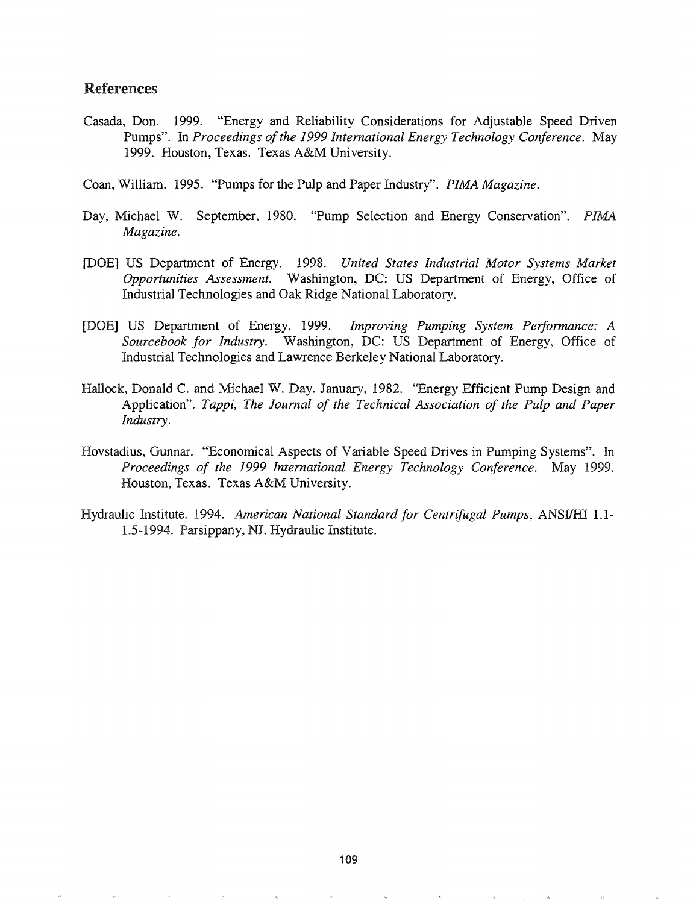## References

Casada, Don. 1999. "Energy and Reliability Considerations for Adjustable Speed Driven Pumps". In *Proceedings of the 1999 International Energy Technology Conference*. May 1999. Houston, Texas. Texas A&M University.

Coan, William. 1995. "Pumps for the Pulp and Paper Industry". *PIMA Magazine*.

Day, Michael W. September, 1980. "Pump Selection and Energy Conservation". *PIMA Magazine*.

[DOE] US Department of Energy. 1998. *United States Industrial Motor Systems Market Opportunities Assessment.* Washington, DC: US Department of Energy, Office of Industrial Technologies and Oak Ridge National Laboratory.

[DOE] US Department of Energy. 1999. *Improving Pumping System Performance: A Sourcebook for Industry.* Washington, DC: US Department of Energy, Office of Industrial Technologies and Lawrence Berkeley National Laboratory.

Hallock, Donald C. and Michael W. Day. January, 1982. "Energy Efficient Pump Design and Application". *Tappi, The Journal of the Technical Association of the Pulp and Paper Industry.*

Hovstadius, Gunnar. "Economical Aspects of Variable Speed Drives in Pumping Systems". In *Proceedings of the 1999 International Energy Technology Conference.* May 1999. Houston, Texas. Texas A&M University.

Hydraulic Institute. 1994. *American National Standard for Centrifugal Pumps*, ANSI/HI 1.1-1.5-1994. Parsippany, NJ. Hydraulic Institute.